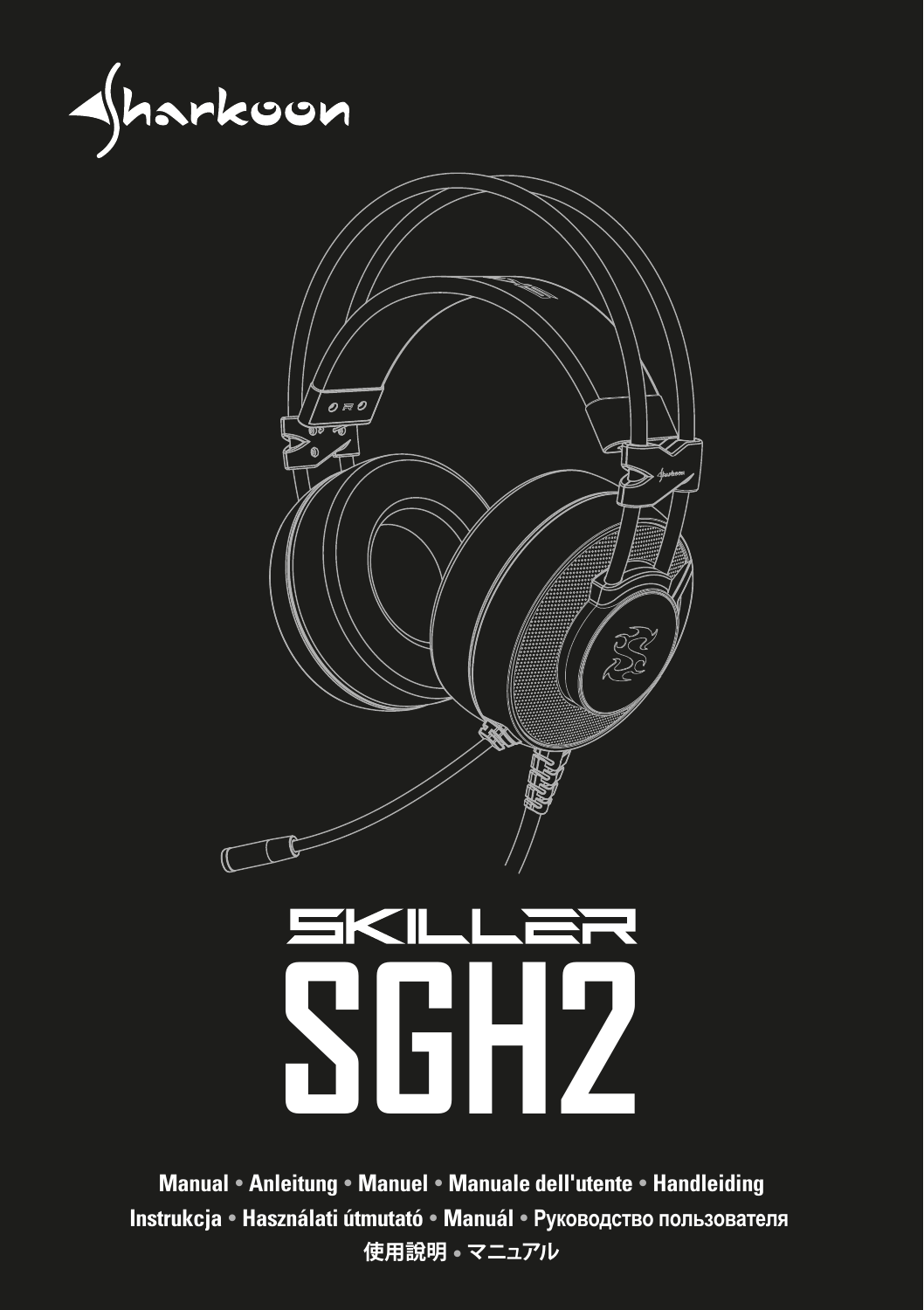Sharkoon

# SKILLER

# SGH2

**Manual • Anleitung • Manuel • Manuale dell'utente • Handleiding**
**Instrukcja • Használati útmutató • Manuál • Руководство пользователя**
**使用説明 • マニュアル**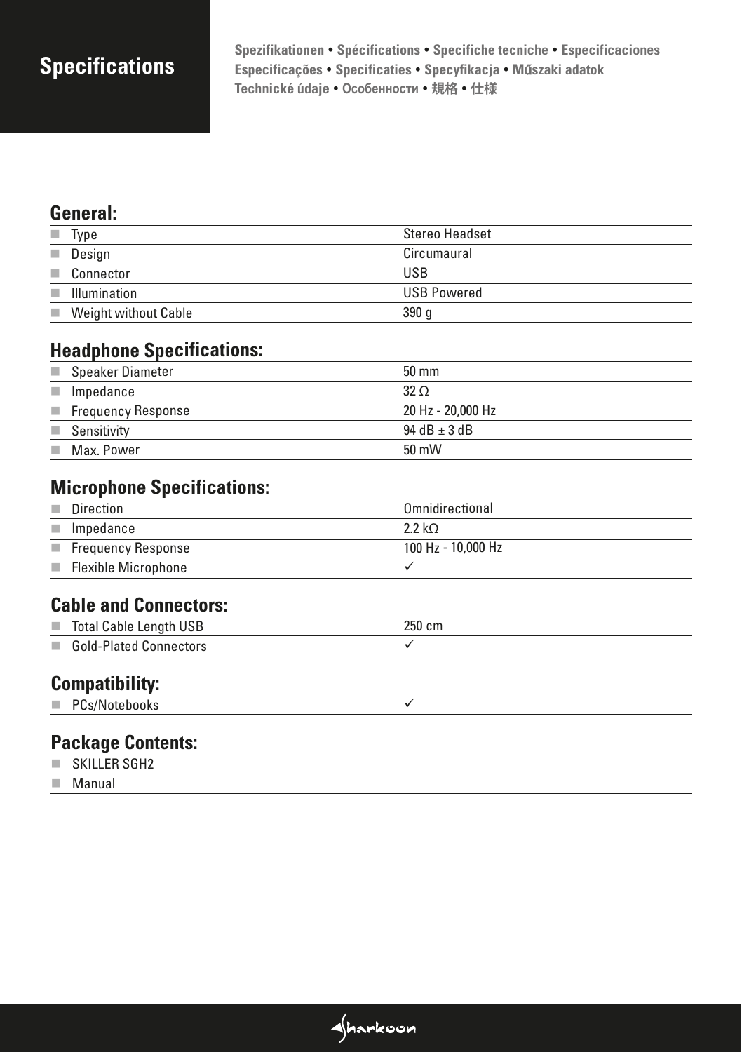# Specifications

**Spezifikationen • Spécifications • Specifiche tecniche • Especificaciones Especificações • Specificaties • Specyfikacja • Műszaki adatok Technické údaje • Особенности • 規格 • 仕様**

## General:

| | |
|---|---|
| Type | Stereo Headset |
| Design | Circumaural |
| Connector | USB |
| Illumination | USB Powered |
| Weight without Cable | 390 g |

## Headphone Specifications:

| | |
|---|---|
| Speaker Diameter | 50 mm |
| Impedance | 32 Ω |
| Frequency Response | 20 Hz - 20,000 Hz |
| Sensitivity | 94 dB ± 3 dB |
| Max. Power | 50 mW |

## Microphone Specifications:

| | |
|---|---|
| Direction | Omnidirectional |
| Impedance | 2.2 kΩ |
| Frequency Response | 100 Hz - 10,000 Hz |
| Flexible Microphone | ✓ |

## Cable and Connectors:

| | |
|---|---|
| Total Cable Length USB | 250 cm |
| Gold-Plated Connectors | ✓ |

## Compatibility:

| | |
|---|---|
| PCs/Notebooks | ✓ |

## Package Contents:

- SKILLER SGH2
- Manual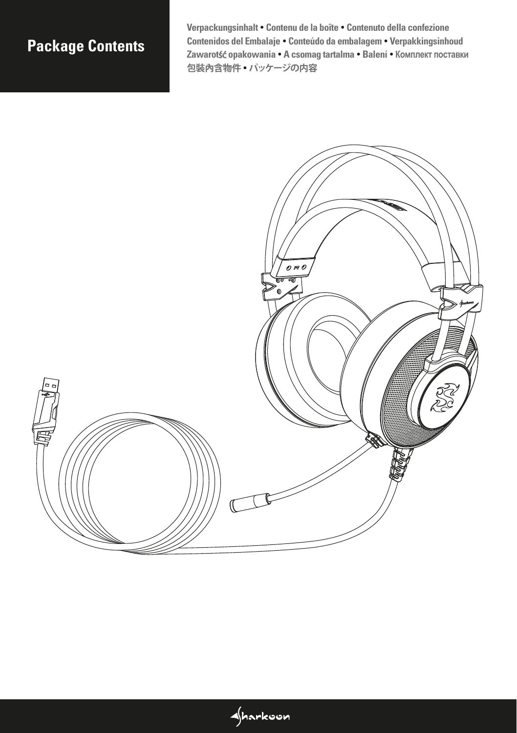# Package Contents

Verpackungsinhalt • Contenu de la boîte • Contenuto della confezione
Contenidos del Embalaje • Conteúdo da embalagem • Verpakkingsinhoud
Zawartość opakowania • A csomag tartalma • Balení • Комплект поставки
包裝內含物件 • パッケージの内容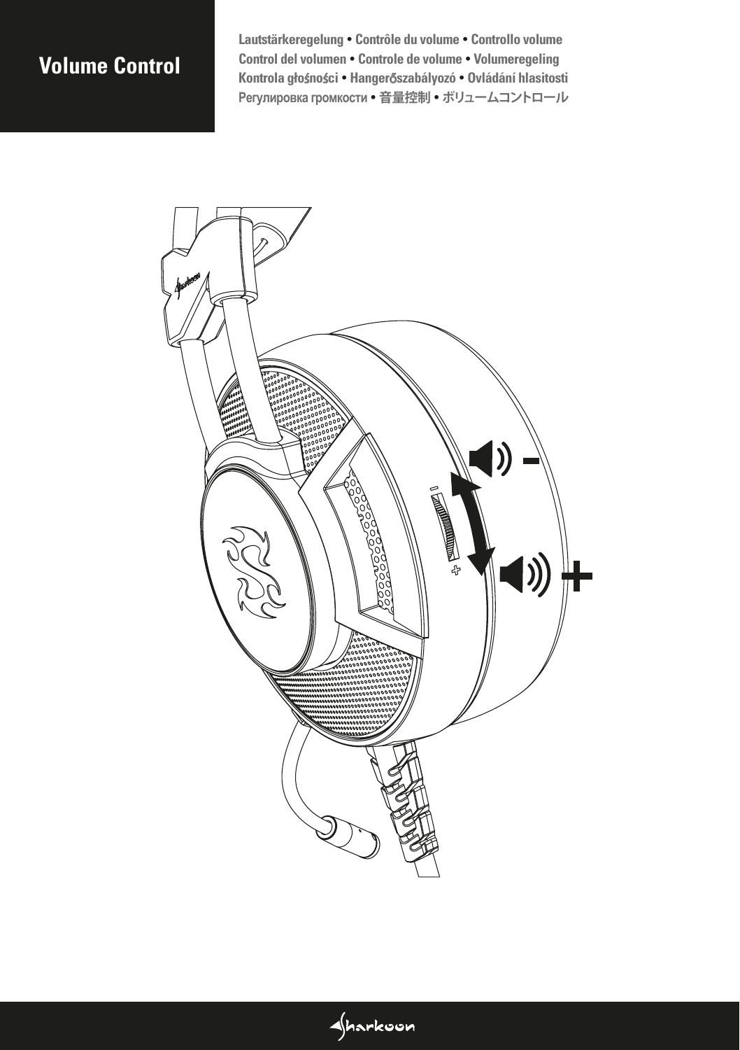# Volume Control

Lautstärkeregelung • Contrôle du volume • Controllo volume
Control del volumen • Controle de volume • Volumeregeling
Kontrola głośności • Hangerőszabályozó • Ovládání hlasitosti
Регулировка громкости • 音量控制 • ボリュームコントロール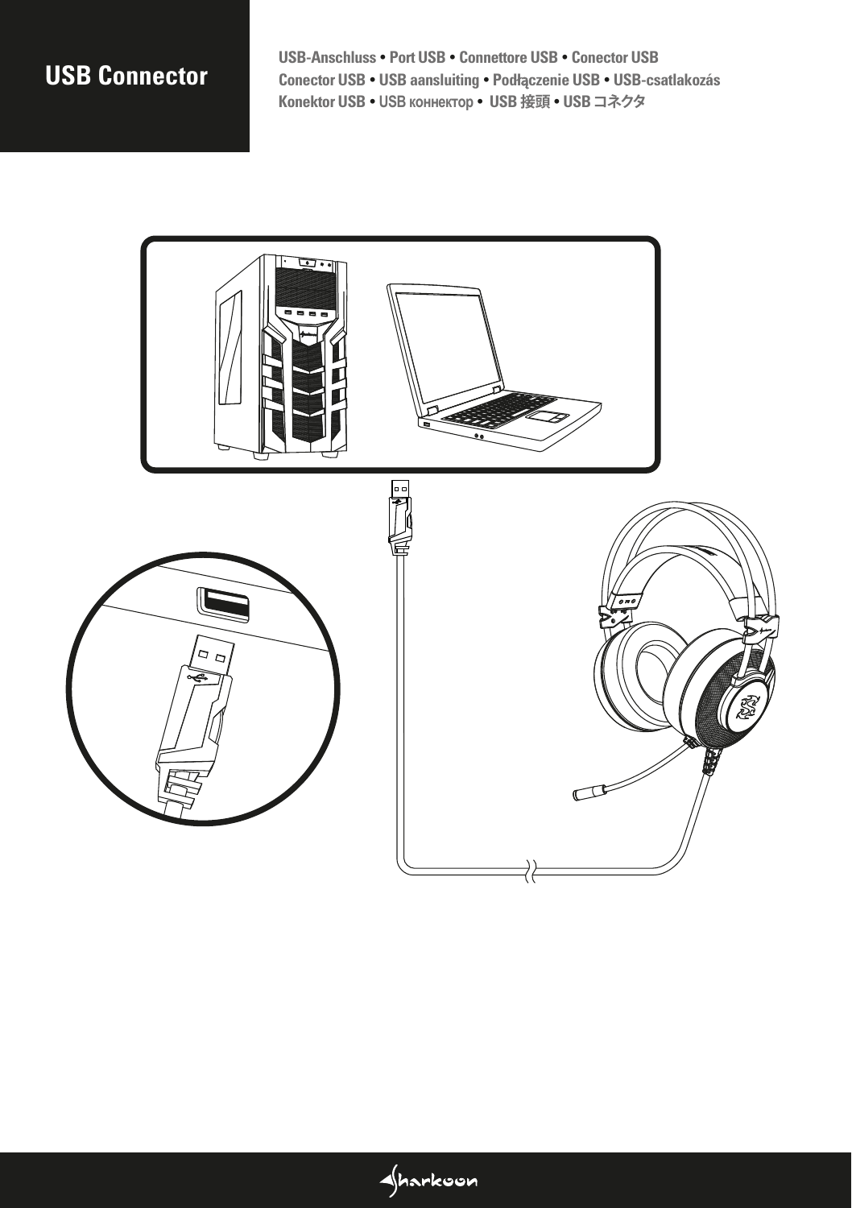# USB Connector

USB-Anschluss • Port USB • Connettore USB • Conector USB
Conector USB • USB aansluiting • Podłączenie USB • USB-csatlakozás
Konektor USB • USB коннектор • USB 接頭 • USB コネクタ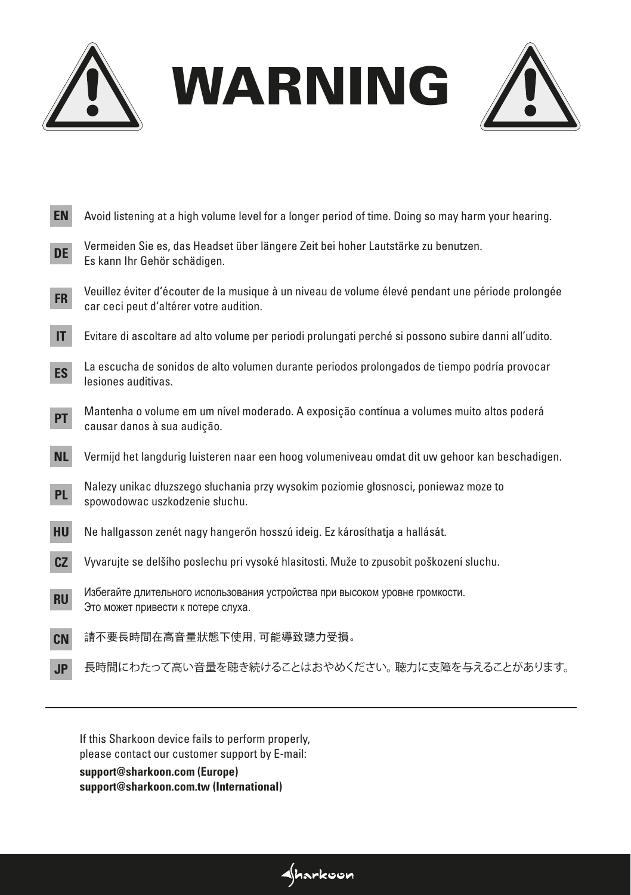# WARNING

| | |
|---|---|
| **EN** | Avoid listening at a high volume level for a longer period of time. Doing so may harm your hearing. |
| **DE** | Vermeiden Sie es, das Headset über längere Zeit bei hoher Lautstärke zu benutzen. Es kann Ihr Gehör schädigen. |
| **FR** | Veuillez éviter d'écouter de la musique à un niveau de volume élevé pendant une période prolongée car ceci peut d'altérer votre audition. |
| **IT** | Evitare di ascoltare ad alto volume per periodi prolungati perché si possono subire danni all'udito. |
| **ES** | La escucha de sonidos de alto volumen durante periodos prolongados de tiempo podría provocar lesiones auditivas. |
| **PT** | Mantenha o volume em um nível moderado. A exposição contínua a volumes muito altos poderá causar danos à sua audição. |
| **NL** | Vermijd het langdurig luisteren naar een hoog volumeniveau omdat dit uw gehoor kan beschadigen. |
| **PL** | Nalezy unikac dłuzszego słuchania przy wysokim poziomie głosnosci, poniewaz moze to spowodowac uszkodzenie słuchu. |
| **HU** | Ne hallgasson zenét nagy hangerőn hosszú ideig. Ez károsíthatja a hallását. |
| **CZ** | Vyvarujte se delšího poslechu pri vysoké hlasitosti. Muže to zpusobit poškození sluchu. |
| **RU** | Избегайте длительного использования устройства при высоком уровне громкости. Это может привести к потере слуха. |
| **CN** | 請不要長時間在高音量狀態下使用，可能導致聽力受損。 |
| **JP** | 長時間にわたって高い音量を聴き続けることはおやめください。聴力に支障を与えることがあります。 |

---

If this Sharkoon device fails to perform properly,
please contact our customer support by E-mail:

**support@sharkoon.com (Europe)**
**support@sharkoon.com.tw (International)**

Sharkoon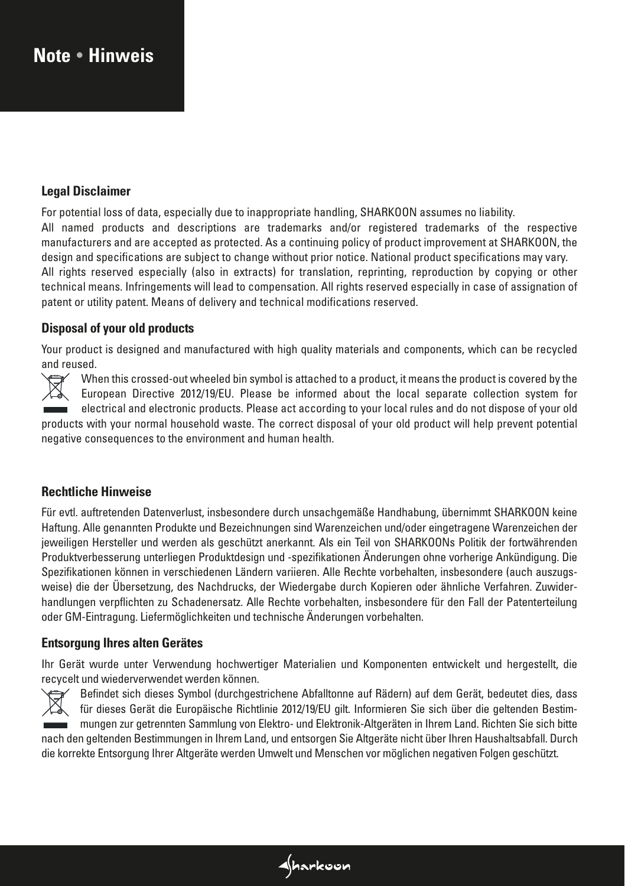# Note • Hinweis

### Legal Disclaimer

For potential loss of data, especially due to inappropriate handling, SHARKOON assumes no liability.
All named products and descriptions are trademarks and/or registered trademarks of the respective manufacturers and are accepted as protected. As a continuing policy of product improvement at SHARKOON, the design and specifications are subject to change without prior notice. National product specifications may vary.
All rights reserved especially (also in extracts) for translation, reprinting, reproduction by copying or other technical means. Infringements will lead to compensation. All rights reserved especially in case of assignation of patent or utility patent. Means of delivery and technical modifications reserved.

### Disposal of your old products

Your product is designed and manufactured with high quality materials and components, which can be recycled and reused.
When this crossed-out wheeled bin symbol is attached to a product, it means the product is covered by the European Directive 2012/19/EU. Please be informed about the local separate collection system for electrical and electronic products. Please act according to your local rules and do not dispose of your old products with your normal household waste. The correct disposal of your old product will help prevent potential negative consequences to the environment and human health.

### Rechtliche Hinweise

Für evtl. auftretenden Datenverlust, insbesondere durch unsachgemäße Handhabung, übernimmt SHARKOON keine Haftung. Alle genannten Produkte und Bezeichnungen sind Warenzeichen und/oder eingetragene Warenzeichen der jeweiligen Hersteller und werden als geschützt anerkannt. Als ein Teil von SHARKOONs Politik der fortwährenden Produktverbesserung unterliegen Produktdesign und -spezifikationen Änderungen ohne vorherige Ankündigung. Die Spezifikationen können in verschiedenen Ländern variieren. Alle Rechte vorbehalten, insbesondere (auch auszugsweise) die der Übersetzung, des Nachdrucks, der Wiedergabe durch Kopieren oder ähnliche Verfahren. Zuwiderhandlungen verpflichten zu Schadenersatz. Alle Rechte vorbehalten, insbesondere für den Fall der Patenterteilung oder GM-Eintragung. Liefermöglichkeiten und technische Änderungen vorbehalten.

### Entsorgung Ihres alten Gerätes

Ihr Gerät wurde unter Verwendung hochwertiger Materialien und Komponenten entwickelt und hergestellt, die recycelt und wiederverwendet werden können.
Befindet sich dieses Symbol (durchgestrichene Abfalltonne auf Rädern) auf dem Gerät, bedeutet dies, dass für dieses Gerät die Europäische Richtlinie 2012/19/EU gilt. Informieren Sie sich über die geltenden Bestimmungen zur getrennten Sammlung von Elektro- und Elektronik-Altgeräten in Ihrem Land. Richten Sie sich bitte nach den geltenden Bestimmungen in Ihrem Land, und entsorgen Sie Altgeräte nicht über Ihren Haushaltsabfall. Durch die korrekte Entsorgung Ihrer Altgeräte werden Umwelt und Menschen vor möglichen negativen Folgen geschützt.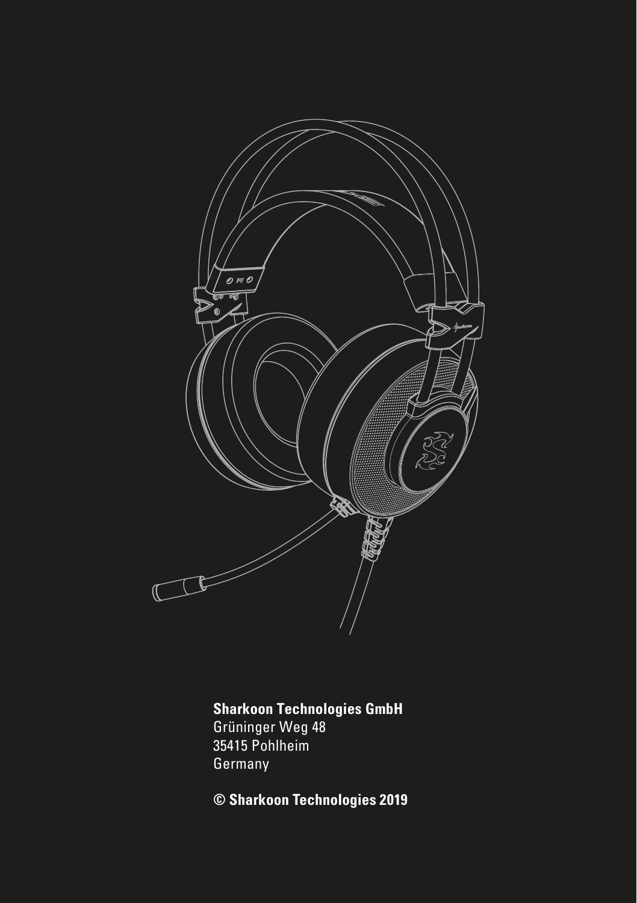**Sharkoon Technologies GmbH**
Grüninger Weg 48
35415 Pohlheim
Germany

**© Sharkoon Technologies 2019**